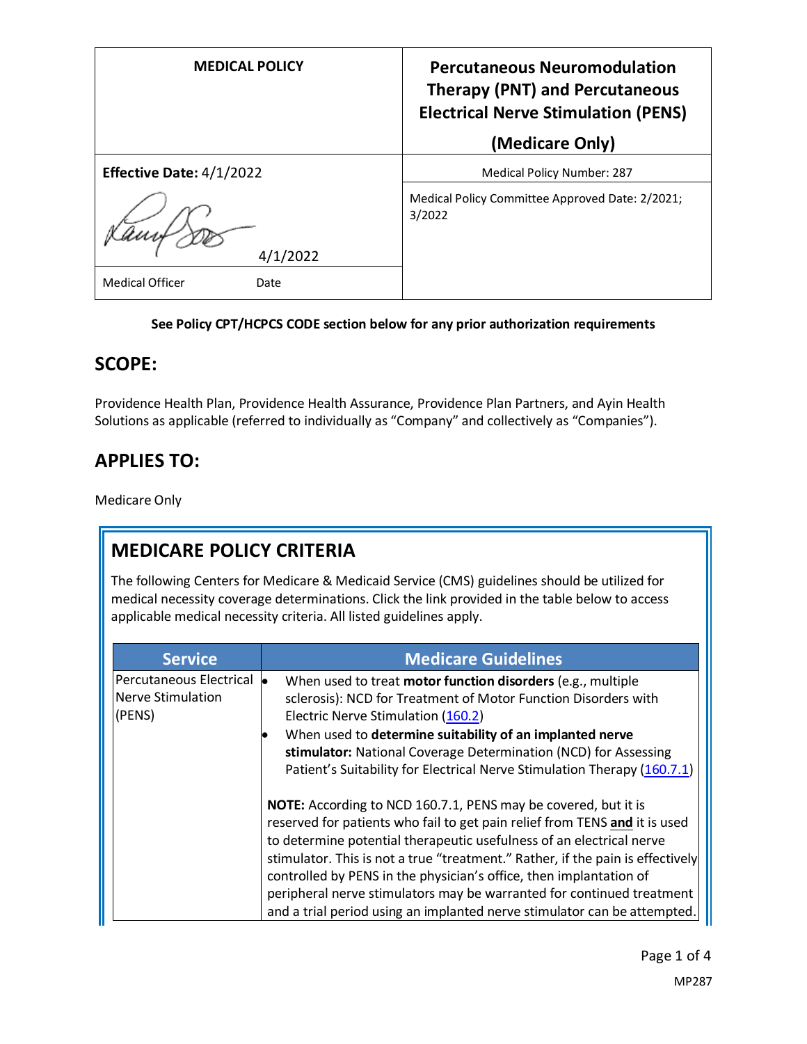| MEDICAL POLICY | Percutaneous Neuromodulation Therapy (PNT) and Percutaneous Electrical Nerve Stimulation (PENS) (Medicare Only) |
| --- | --- |
| **Effective Date:** 4/1/2022 | Medical Policy Number: 287 |
| 4/1/2022 | Medical Policy Committee Approved Date: 2/2021; 3/2022 |
| Medical Officer Date | |

**See Policy CPT/HCPCS CODE section below for any prior authorization requirements**

## SCOPE:

Providence Health Plan, Providence Health Assurance, Providence Plan Partners, and Ayin Health Solutions as applicable (referred to individually as "Company" and collectively as "Companies").

## APPLIES TO:

Medicare Only

## MEDICARE POLICY CRITERIA

The following Centers for Medicare & Medicaid Service (CMS) guidelines should be utilized for medical necessity coverage determinations. Click the link provided in the table below to access applicable medical necessity criteria. All listed guidelines apply.

| Service | Medicare Guidelines |
| --- | --- |
| Percutaneous Electrical Nerve Stimulation (PENS) | • When used to treat **motor function disorders** (e.g., multiple sclerosis): NCD for Treatment of Motor Function Disorders with Electric Nerve Stimulation (160.2)<br>• When used to **determine suitability of an implanted nerve stimulator:** National Coverage Determination (NCD) for Assessing Patient's Suitability for Electrical Nerve Stimulation Therapy (160.7.1)<br><br>**NOTE:** According to NCD 160.7.1, PENS may be covered, but it is reserved for patients who fail to get pain relief from TENS **and** it is used to determine potential therapeutic usefulness of an electrical nerve stimulator. This is not a true "treatment." Rather, if the pain is effectively controlled by PENS in the physician's office, then implantation of peripheral nerve stimulators may be warranted for continued treatment and a trial period using an implanted nerve stimulator can be attempted. |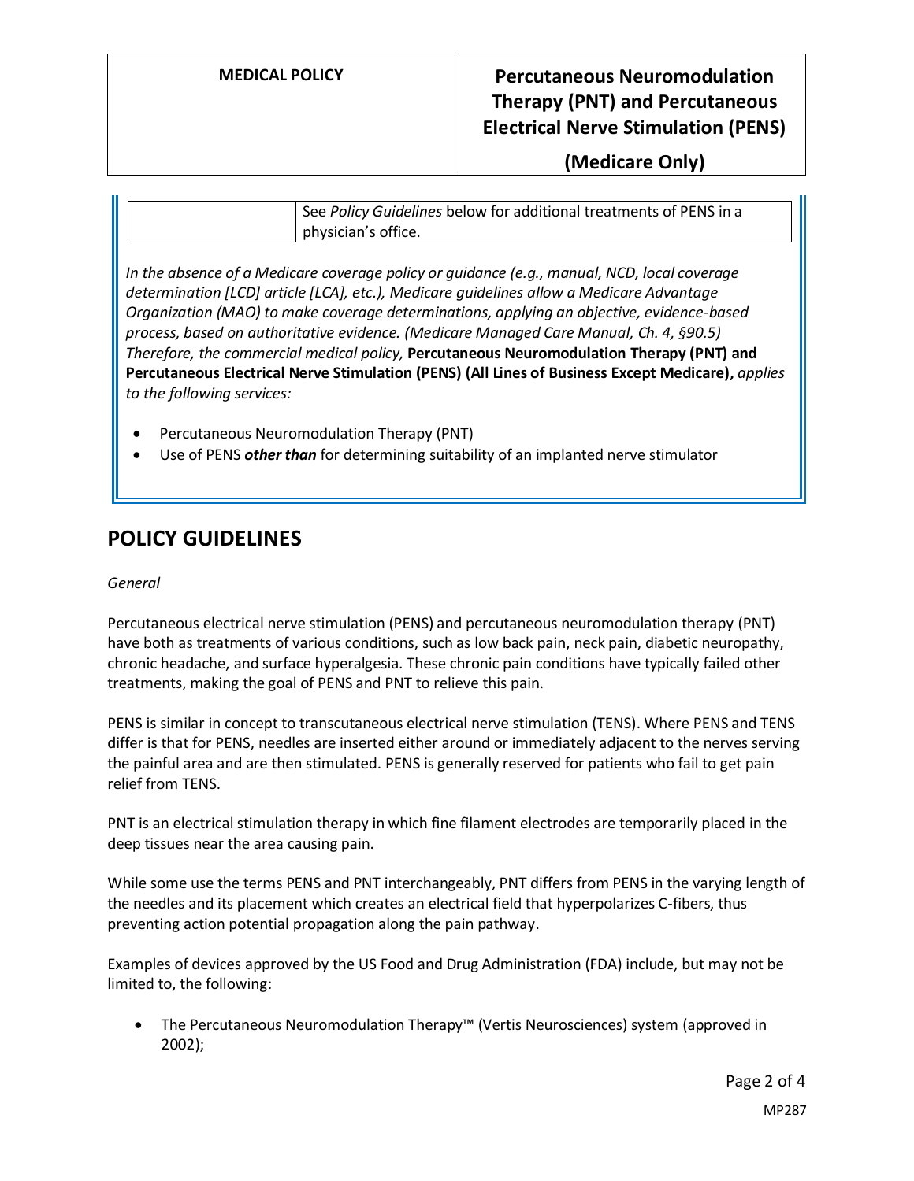| | See *Policy Guidelines* below for additional treatments of PENS in a physician's office. |
|---|---|

*In the absence of a Medicare coverage policy or guidance (e.g., manual, NCD, local coverage determination [LCD] article [LCA], etc.), Medicare guidelines allow a Medicare Advantage Organization (MAO) to make coverage determinations, applying an objective, evidence-based process, based on authoritative evidence. (Medicare Managed Care Manual, Ch. 4, §90.5) Therefore, the commercial medical policy,* **Percutaneous Neuromodulation Therapy (PNT) and Percutaneous Electrical Nerve Stimulation (PENS) (All Lines of Business Except Medicare),** *applies to the following services:*

- Percutaneous Neuromodulation Therapy (PNT)
- Use of PENS ***other than*** for determining suitability of an implanted nerve stimulator

## POLICY GUIDELINES

*General*

Percutaneous electrical nerve stimulation (PENS) and percutaneous neuromodulation therapy (PNT) have both as treatments of various conditions, such as low back pain, neck pain, diabetic neuropathy, chronic headache, and surface hyperalgesia. These chronic pain conditions have typically failed other treatments, making the goal of PENS and PNT to relieve this pain.

PENS is similar in concept to transcutaneous electrical nerve stimulation (TENS). Where PENS and TENS differ is that for PENS, needles are inserted either around or immediately adjacent to the nerves serving the painful area and are then stimulated. PENS is generally reserved for patients who fail to get pain relief from TENS.

PNT is an electrical stimulation therapy in which fine filament electrodes are temporarily placed in the deep tissues near the area causing pain.

While some use the terms PENS and PNT interchangeably, PNT differs from PENS in the varying length of the needles and its placement which creates an electrical field that hyperpolarizes C-fibers, thus preventing action potential propagation along the pain pathway.

Examples of devices approved by the US Food and Drug Administration (FDA) include, but may not be limited to, the following:

- The Percutaneous Neuromodulation Therapy™ (Vertis Neurosciences) system (approved in 2002);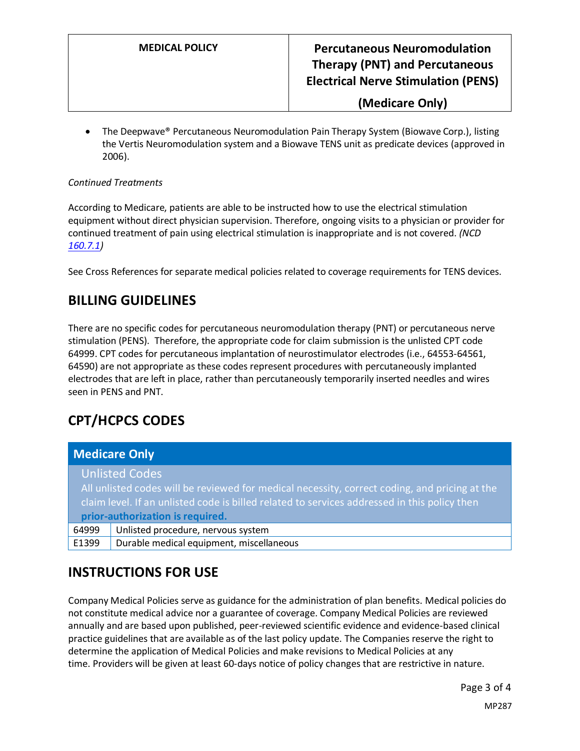- The Deepwave® Percutaneous Neuromodulation Pain Therapy System (Biowave Corp.), listing the Vertis Neuromodulation system and a Biowave TENS unit as predicate devices (approved in 2006).

*Continued Treatments*

According to Medicare, patients are able to be instructed how to use the electrical stimulation equipment without direct physician supervision. Therefore, ongoing visits to a physician or provider for continued treatment of pain using electrical stimulation is inappropriate and is not covered. *(NCD 160.7.1)*

See Cross References for separate medical policies related to coverage requirements for TENS devices.

## BILLING GUIDELINES

There are no specific codes for percutaneous neuromodulation therapy (PNT) or percutaneous nerve stimulation (PENS). Therefore, the appropriate code for claim submission is the unlisted CPT code 64999. CPT codes for percutaneous implantation of neurostimulator electrodes (i.e., 64553-64561, 64590) are not appropriate as these codes represent procedures with percutaneously implanted electrodes that are left in place, rather than percutaneously temporarily inserted needles and wires seen in PENS and PNT.

## CPT/HCPCS CODES

| Medicare Only | |
|---|---|
| Unlisted Codes<br>All unlisted codes will be reviewed for medical necessity, correct coding, and pricing at the claim level. If an unlisted code is billed related to services addressed in this policy then **prior-authorization is required.** | |
| 64999 | Unlisted procedure, nervous system |
| E1399 | Durable medical equipment, miscellaneous |

## INSTRUCTIONS FOR USE

Company Medical Policies serve as guidance for the administration of plan benefits. Medical policies do not constitute medical advice nor a guarantee of coverage. Company Medical Policies are reviewed annually and are based upon published, peer-reviewed scientific evidence and evidence-based clinical practice guidelines that are available as of the last policy update. The Companies reserve the right to determine the application of Medical Policies and make revisions to Medical Policies at any time. Providers will be given at least 60-days notice of policy changes that are restrictive in nature.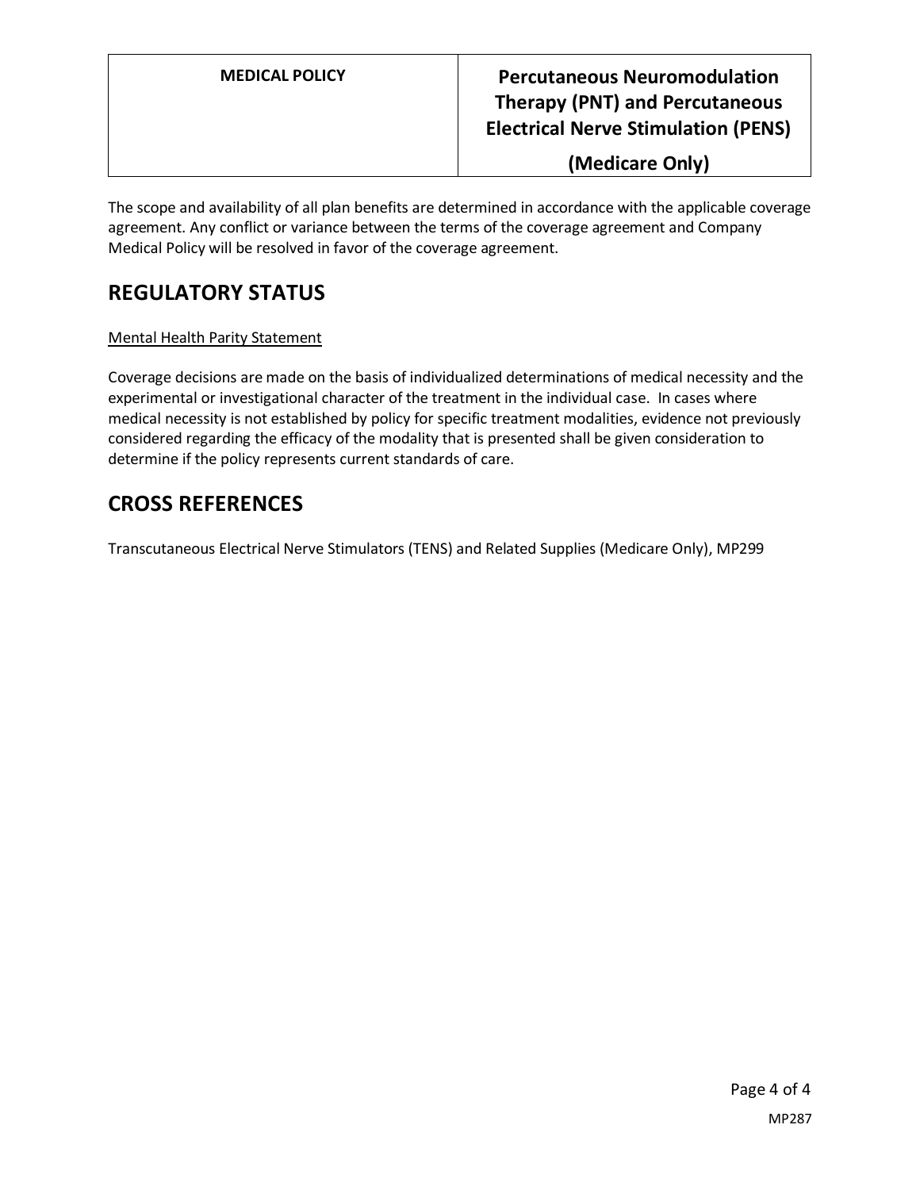The scope and availability of all plan benefits are determined in accordance with the applicable coverage agreement. Any conflict or variance between the terms of the coverage agreement and Company Medical Policy will be resolved in favor of the coverage agreement.

## REGULATORY STATUS

Mental Health Parity Statement

Coverage decisions are made on the basis of individualized determinations of medical necessity and the experimental or investigational character of the treatment in the individual case. In cases where medical necessity is not established by policy for specific treatment modalities, evidence not previously considered regarding the efficacy of the modality that is presented shall be given consideration to determine if the policy represents current standards of care.

## CROSS REFERENCES

Transcutaneous Electrical Nerve Stimulators (TENS) and Related Supplies (Medicare Only), MP299